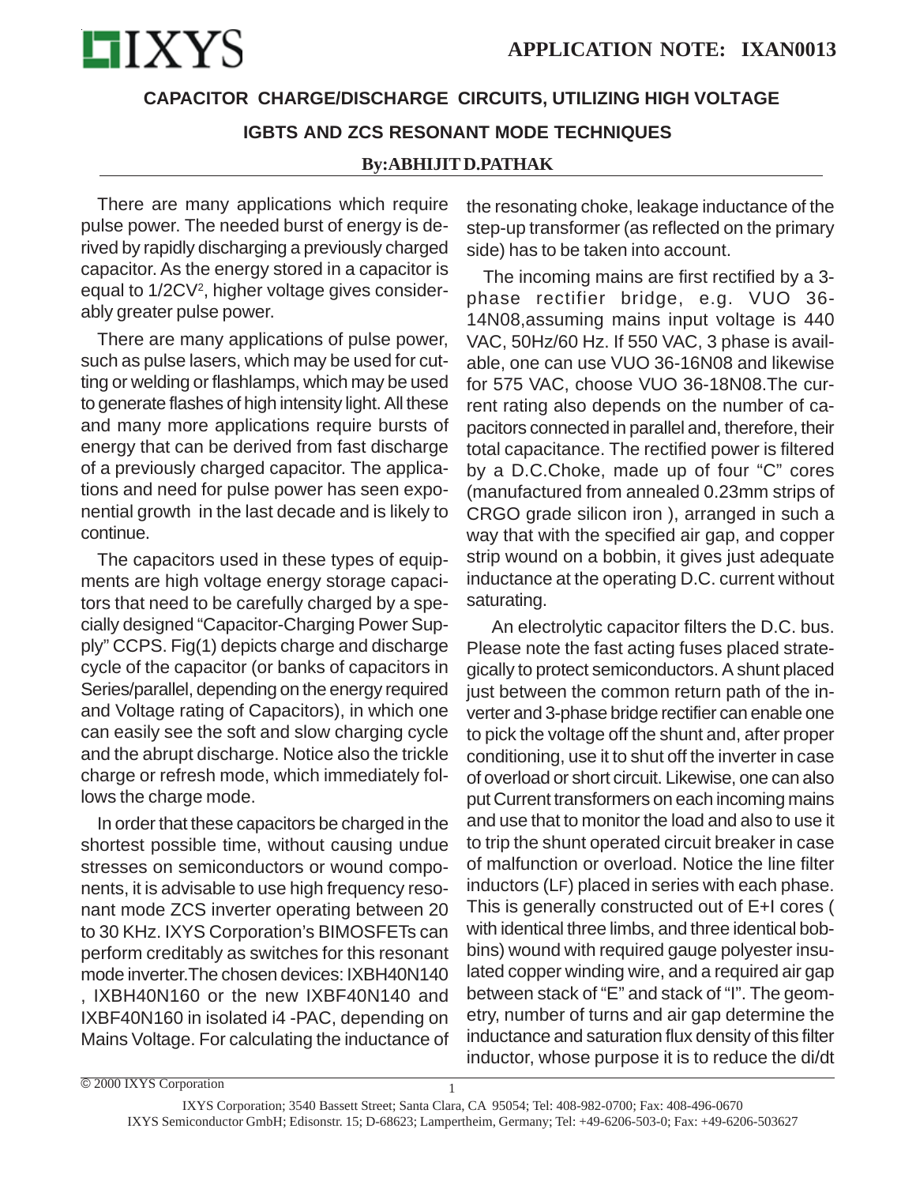**APPLICATION NOTE: IXAN0013**

# CAPACITOR CHARGE/DISCHARGE CIRCUITS, UTILIZING HIGH VOLTAGE IGBTS AND ZCS RESONANT MODE TECHNIQUES

**By: ABHIJIT D.PATHAK**

There are many applications which require pulse power. The needed burst of energy is derived by rapidly discharging a previously charged capacitor. As the energy stored in a capacitor is equal to $1/2CV^2$, higher voltage gives considerably greater pulse power.

There are many applications of pulse power, such as pulse lasers, which may be used for cutting or welding or flashlamps, which may be used to generate flashes of high intensity light. All these and many more applications require bursts of energy that can be derived from fast discharge of a previously charged capacitor. The applications and need for pulse power has seen exponential growth in the last decade and is likely to continue.

The capacitors used in these types of equipments are high voltage energy storage capacitors that need to be carefully charged by a specially designed "Capacitor-Charging Power Supply" CCPS. Fig(1) depicts charge and discharge cycle of the capacitor (or banks of capacitors in Series/parallel, depending on the energy required and Voltage rating of Capacitors), in which one can easily see the soft and slow charging cycle and the abrupt discharge. Notice also the trickle charge or refresh mode, which immediately follows the charge mode.

In order that these capacitors be charged in the shortest possible time, without causing undue stresses on semiconductors or wound components, it is advisable to use high frequency resonant mode ZCS inverter operating between 20 to 30 KHz. IXYS Corporation's BIMOSFETs can perform creditably as switches for this resonant mode inverter.The chosen devices: IXBH40N140 , IXBH40N160 or the new IXBF40N140 and IXBF40N160 in isolated i4 -PAC, depending on Mains Voltage. For calculating the inductance of the resonating choke, leakage inductance of the step-up transformer (as reflected on the primary side) has to be taken into account.

The incoming mains are first rectified by a 3-phase rectifier bridge, e.g. VUO 36-14N08,assuming mains input voltage is 440 VAC, 50Hz/60 Hz. If 550 VAC, 3 phase is available, one can use VUO 36-16N08 and likewise for 575 VAC, choose VUO 36-18N08.The current rating also depends on the number of capacitors connected in parallel and, therefore, their total capacitance. The rectified power is filtered by a D.C.Choke, made up of four "C" cores (manufactured from annealed 0.23mm strips of CRGO grade silicon iron ), arranged in such a way that with the specified air gap, and copper strip wound on a bobbin, it gives just adequate inductance at the operating D.C. current without saturating.

An electrolytic capacitor filters the D.C. bus. Please note the fast acting fuses placed strategically to protect semiconductors. A shunt placed just between the common return path of the inverter and 3-phase bridge rectifier can enable one to pick the voltage off the shunt and, after proper conditioning, use it to shut off the inverter in case of overload or short circuit. Likewise, one can also put Current transformers on each incoming mains and use that to monitor the load and also to use it to trip the shunt operated circuit breaker in case of malfunction or overload. Notice the line filter inductors ($L_F$) placed in series with each phase. This is generally constructed out of E+I cores ( with identical three limbs, and three identical bobbins) wound with required gauge polyester insulated copper winding wire, and a required air gap between stack of "E" and stack of "I". The geometry, number of turns and air gap determine the inductance and saturation flux density of this filter inductor, whose purpose it is to reduce the di/dt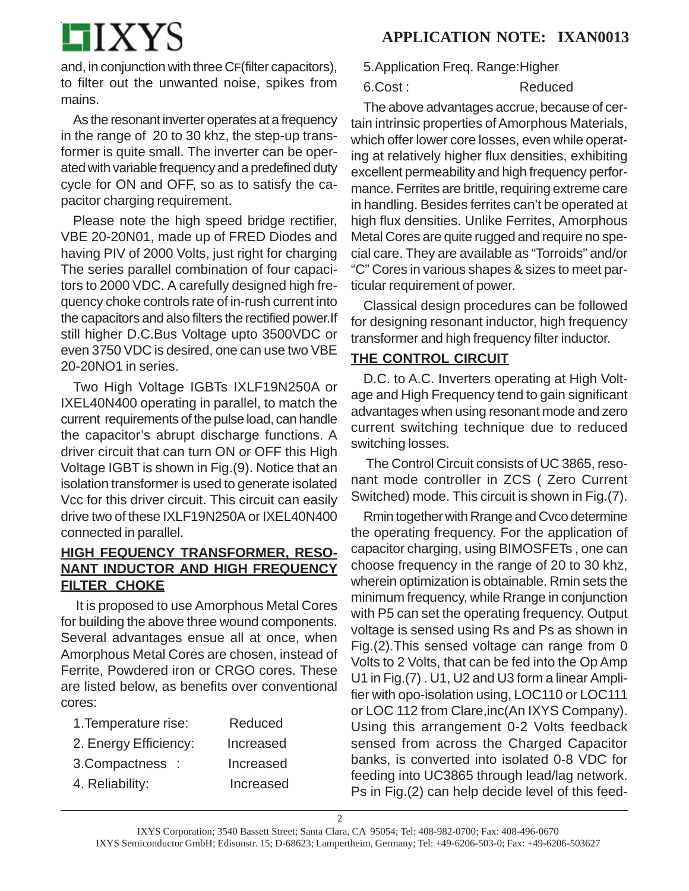and, in conjunction with three $C_F$(filter capacitors), to filter out the unwanted noise, spikes from mains.

As the resonant inverter operates at a frequency in the range of 20 to 30 khz, the step-up transformer is quite small. The inverter can be operated with variable frequency and a predefined duty cycle for ON and OFF, so as to satisfy the capacitor charging requirement.

Please note the high speed bridge rectifier, VBE 20-20N01, made up of FRED Diodes and having PIV of 2000 Volts, just right for charging The series parallel combination of four capacitors to 2000 VDC. A carefully designed high frequency choke controls rate of in-rush current into the capacitors and also filters the rectified power.If still higher D.C.Bus Voltage upto 3500VDC or even 3750 VDC is desired, one can use two VBE 20-20NO1 in series.

Two High Voltage IGBTs IXLF19N250A or IXEL40N400 operating in parallel, to match the current requirements of the pulse load, can handle the capacitor's abrupt discharge functions. A driver circuit that can turn ON or OFF this High Voltage IGBT is shown in Fig.(9). Notice that an isolation transformer is used to generate isolated Vcc for this driver circuit. This circuit can easily drive two of these IXLF19N250A or IXEL40N400 connected in parallel.

## HIGH FEQUENCY TRANSFORMER, RESONANT INDUCTOR AND HIGH FREQUENCY FILTER CHOKE

It is proposed to use Amorphous Metal Cores for building the above three wound components. Several advantages ensue all at once, when Amorphous Metal Cores are chosen, instead of Ferrite, Powdered iron or CRGO cores. These are listed below, as benefits over conventional cores:

| | |
|---|---|
| 1.Temperature rise: | Reduced |
| 2. Energy Efficiency: | Increased |
| 3.Compactness : | Increased |
| 4. Reliability: | Increased |
| 5.Application Freq. Range: | Higher |
| 6.Cost : | Reduced |

The above advantages accrue, because of certain intrinsic properties of Amorphous Materials, which offer lower core losses, even while operating at relatively higher flux densities, exhibiting excellent permeability and high frequency performance. Ferrites are brittle, requiring extreme care in handling. Besides ferrites can't be operated at high flux densities. Unlike Ferrites, Amorphous Metal Cores are quite rugged and require no special care. They are available as "Torroids" and/or "C" Cores in various shapes & sizes to meet particular requirement of power.

Classical design procedures can be followed for designing resonant inductor, high frequency transformer and high frequency filter inductor.

## THE CONTROL CIRCUIT

D.C. to A.C. Inverters operating at High Voltage and High Frequency tend to gain significant advantages when using resonant mode and zero current switching technique due to reduced switching losses.

The Control Circuit consists of UC 3865, resonant mode controller in ZCS ( Zero Current Switched) mode. This circuit is shown in Fig.(7).

Rmin together with Rrange and Cvco determine the operating frequency. For the application of capacitor charging, using BIMOSFETs , one can choose frequency in the range of 20 to 30 khz, wherein optimization is obtainable. Rmin sets the minimum frequency, while Rrange in conjunction with P5 can set the operating frequency. Output voltage is sensed using Rs and Ps as shown in Fig.(2).This sensed voltage can range from 0 Volts to 2 Volts, that can be fed into the Op Amp U1 in Fig.(7) . U1, U2 and U3 form a linear Amplifier with opo-isolation using, LOC110 or LOC111 or LOC 112 from Clare,inc(An IXYS Company). Using this arrangement 0-2 Volts feedback sensed from across the Charged Capacitor banks, is converted into isolated 0-8 VDC for feeding into UC3865 through lead/lag network. Ps in Fig.(2) can help decide level of this feed-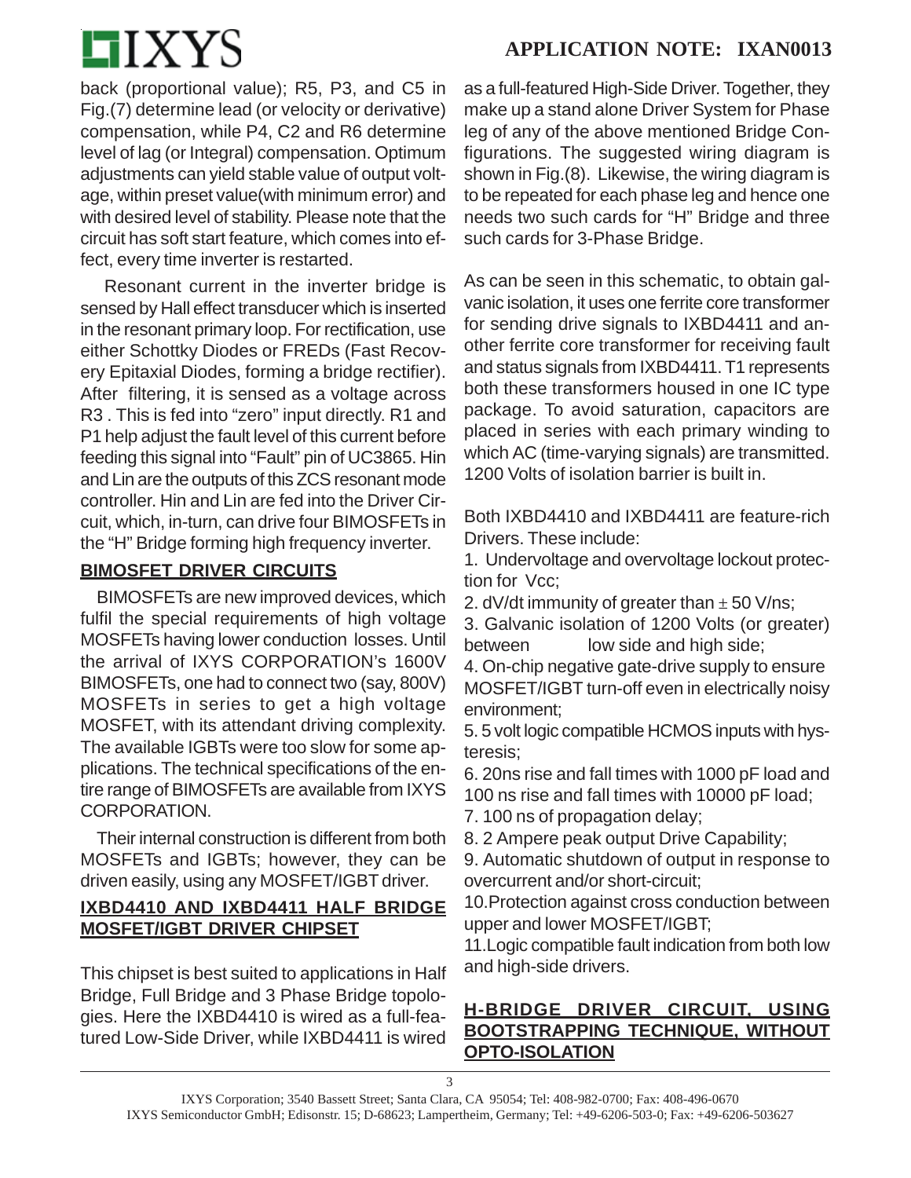back (proportional value); R5, P3, and C5 in Fig.(7) determine lead (or velocity or derivative) compensation, while P4, C2 and R6 determine level of lag (or Integral) compensation. Optimum adjustments can yield stable value of output voltage, within preset value(with minimum error) and with desired level of stability. Please note that the circuit has soft start feature, which comes into effect, every time inverter is restarted.

Resonant current in the inverter bridge is sensed by Hall effect transducer which is inserted in the resonant primary loop. For rectification, use either Schottky Diodes or FREDs (Fast Recovery Epitaxial Diodes, forming a bridge rectifier). After filtering, it is sensed as a voltage across R3 . This is fed into "zero" input directly. R1 and P1 help adjust the fault level of this current before feeding this signal into "Fault" pin of UC3865. Hin and Lin are the outputs of this ZCS resonant mode controller. Hin and Lin are fed into the Driver Circuit, which, in-turn, can drive four BIMOSFETs in the "H" Bridge forming high frequency inverter.

## BIMOSFET DRIVER CIRCUITS

BIMOSFETs are new improved devices, which fulfil the special requirements of high voltage MOSFETs having lower conduction losses. Until the arrival of IXYS CORPORATION's 1600V BIMOSFETs, one had to connect two (say, 800V) MOSFETs in series to get a high voltage MOSFET, with its attendant driving complexity. The available IGBTs were too slow for some applications. The technical specifications of the entire range of BIMOSFETs are available from IXYS CORPORATION.

Their internal construction is different from both MOSFETs and IGBTs; however, they can be driven easily, using any MOSFET/IGBT driver.

## IXBD4410 AND IXBD4411 HALF BRIDGE MOSFET/IGBT DRIVER CHIPSET

This chipset is best suited to applications in Half Bridge, Full Bridge and 3 Phase Bridge topologies. Here the IXBD4410 is wired as a full-featured Low-Side Driver, while IXBD4411 is wired as a full-featured High-Side Driver. Together, they make up a stand alone Driver System for Phase leg of any of the above mentioned Bridge Configurations. The suggested wiring diagram is shown in Fig.(8). Likewise, the wiring diagram is to be repeated for each phase leg and hence one needs two such cards for "H" Bridge and three such cards for 3-Phase Bridge.

As can be seen in this schematic, to obtain galvanic isolation, it uses one ferrite core transformer for sending drive signals to IXBD4411 and another ferrite core transformer for receiving fault and status signals from IXBD4411. T1 represents both these transformers housed in one IC type package. To avoid saturation, capacitors are placed in series with each primary winding to which AC (time-varying signals) are transmitted. 1200 Volts of isolation barrier is built in.

Both IXBD4410 and IXBD4411 are feature-rich Drivers. These include:

1. Undervoltage and overvoltage lockout protection for Vcc;
2. dV/dt immunity of greater than $\pm$ 50 V/ns;
3. Galvanic isolation of 1200 Volts (or greater) between low side and high side;
4. On-chip negative gate-drive supply to ensure MOSFET/IGBT turn-off even in electrically noisy environment;
5. 5 volt logic compatible HCMOS inputs with hysteresis;
6. 20ns rise and fall times with 1000 pF load and 100 ns rise and fall times with 10000 pF load;
7. 100 ns of propagation delay;
8. 2 Ampere peak output Drive Capability;
9. Automatic shutdown of output in response to overcurrent and/or short-circuit;
10. Protection against cross conduction between upper and lower MOSFET/IGBT;
11. Logic compatible fault indication from both low and high-side drivers.

## H-BRIDGE DRIVER CIRCUIT, USING BOOTSTRAPPING TECHNIQUE, WITHOUT OPTO-ISOLATION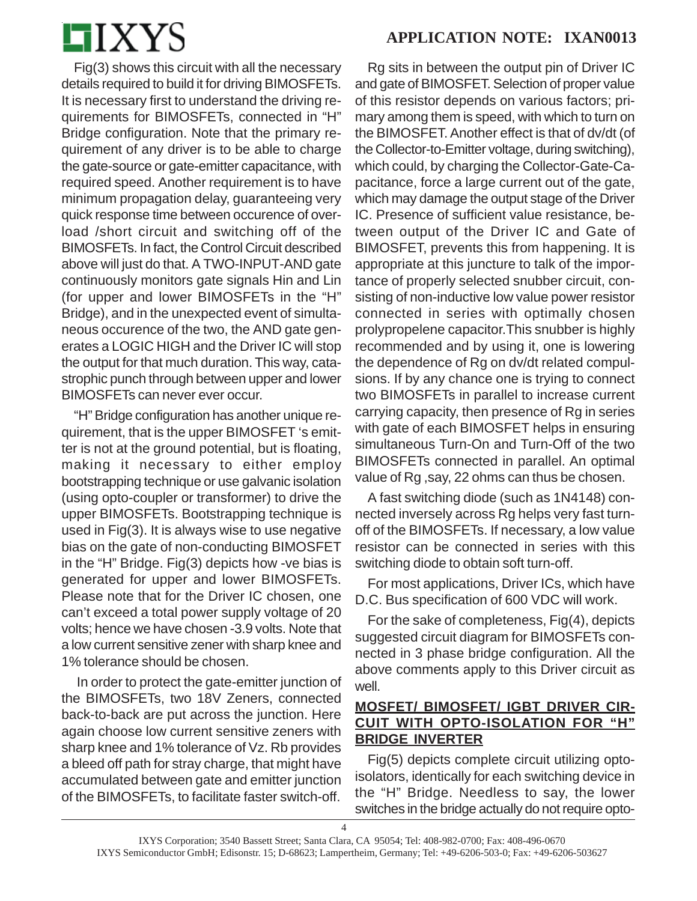Fig(3) shows this circuit with all the necessary details required to build it for driving BIMOSFETs. It is necessary first to understand the driving requirements for BIMOSFETs, connected in "H" Bridge configuration. Note that the primary requirement of any driver is to be able to charge the gate-source or gate-emitter capacitance, with required speed. Another requirement is to have minimum propagation delay, guaranteeing very quick response time between occurence of overload /short circuit and switching off of the BIMOSFETs. In fact, the Control Circuit described above will just do that. A TWO-INPUT-AND gate continuously monitors gate signals Hin and Lin (for upper and lower BIMOSFETs in the "H" Bridge), and in the unexpected event of simultaneous occurence of the two, the AND gate generates a LOGIC HIGH and the Driver IC will stop the output for that much duration. This way, catastrophic punch through between upper and lower BIMOSFETs can never ever occur.

"H" Bridge configuration has another unique requirement, that is the upper BIMOSFET 's emitter is not at the ground potential, but is floating, making it necessary to either employ bootstrapping technique or use galvanic isolation (using opto-coupler or transformer) to drive the upper BIMOSFETs. Bootstrapping technique is used in Fig(3). It is always wise to use negative bias on the gate of non-conducting BIMOSFET in the "H" Bridge. Fig(3) depicts how -ve bias is generated for upper and lower BIMOSFETs. Please note that for the Driver IC chosen, one can't exceed a total power supply voltage of 20 volts; hence we have chosen -3.9 volts. Note that a low current sensitive zener with sharp knee and 1% tolerance should be chosen.

In order to protect the gate-emitter junction of the BIMOSFETs, two 18V Zeners, connected back-to-back are put across the junction. Here again choose low current sensitive zeners with sharp knee and 1% tolerance of Vz. Rb provides a bleed off path for stray charge, that might have accumulated between gate and emitter junction of the BIMOSFETs, to facilitate faster switch-off.

Rg sits in between the output pin of Driver IC and gate of BIMOSFET. Selection of proper value of this resistor depends on various factors; primary among them is speed, with which to turn on the BIMOSFET. Another effect is that of dv/dt (of the Collector-to-Emitter voltage, during switching), which could, by charging the Collector-Gate-Capacitance, force a large current out of the gate, which may damage the output stage of the Driver IC. Presence of sufficient value resistance, between output of the Driver IC and Gate of BIMOSFET, prevents this from happening. It is appropriate at this juncture to talk of the importance of properly selected snubber circuit, consisting of non-inductive low value power resistor connected in series with optimally chosen prolypropelene capacitor.This snubber is highly recommended and by using it, one is lowering the dependence of Rg on dv/dt related compulsions. If by any chance one is trying to connect two BIMOSFETs in parallel to increase current carrying capacity, then presence of Rg in series with gate of each BIMOSFET helps in ensuring simultaneous Turn-On and Turn-Off of the two BIMOSFETs connected in parallel. An optimal value of Rg ,say, 22 ohms can thus be chosen.

A fast switching diode (such as 1N4148) connected inversely across Rg helps very fast turn-off of the BIMOSFETs. If necessary, a low value resistor can be connected in series with this switching diode to obtain soft turn-off.

For most applications, Driver ICs, which have D.C. Bus specification of 600 VDC will work.

For the sake of completeness, Fig(4), depicts suggested circuit diagram for BIMOSFETs connected in 3 phase bridge configuration. All the above comments apply to this Driver circuit as well.

## MOSFET/ BIMOSFET/ IGBT DRIVER CIRCUIT WITH OPTO-ISOLATION FOR "H" BRIDGE INVERTER

Fig(5) depicts complete circuit utilizing opto-isolators, identically for each switching device in the "H" Bridge. Needless to say, the lower switches in the bridge actually do not require opto-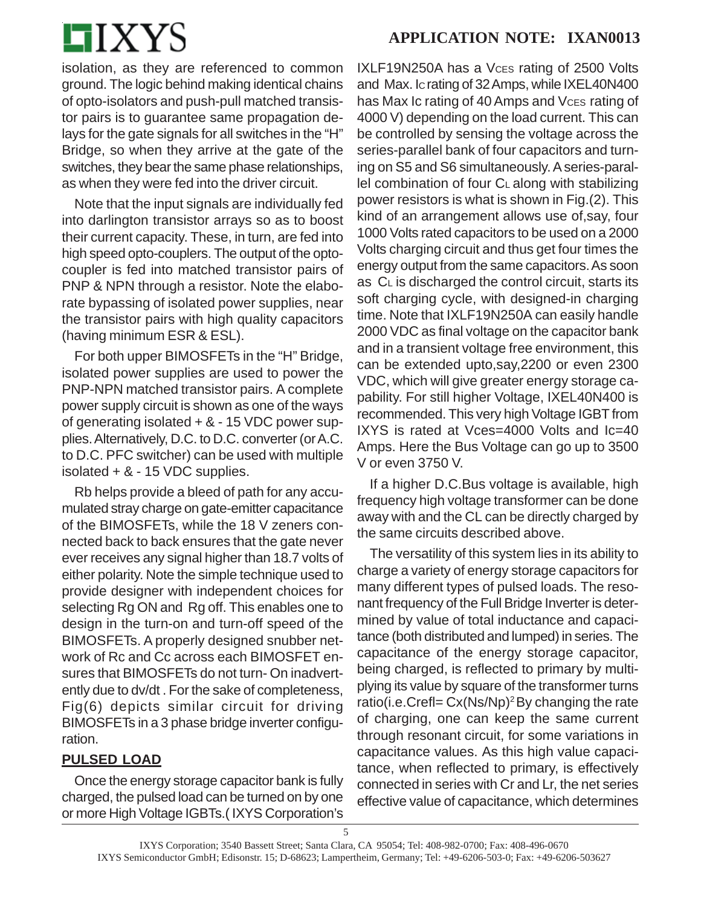isolation, as they are referenced to common ground. The logic behind making identical chains of opto-isolators and push-pull matched transistor pairs is to guarantee same propagation delays for the gate signals for all switches in the "H" Bridge, so when they arrive at the gate of the switches, they bear the same phase relationships, as when they were fed into the driver circuit.

Note that the input signals are individually fed into darlington transistor arrays so as to boost their current capacity. These, in turn, are fed into high speed opto-couplers. The output of the opto-coupler is fed into matched transistor pairs of PNP & NPN through a resistor. Note the elaborate bypassing of isolated power supplies, near the transistor pairs with high quality capacitors (having minimum ESR & ESL).

For both upper BIMOSFETs in the "H" Bridge, isolated power supplies are used to power the PNP-NPN matched transistor pairs. A complete power supply circuit is shown as one of the ways of generating isolated + & - 15 VDC power supplies. Alternatively, D.C. to D.C. converter (or A.C. to D.C. PFC switcher) can be used with multiple isolated + & - 15 VDC supplies.

Rb helps provide a bleed of path for any accumulated stray charge on gate-emitter capacitance of the BIMOSFETs, while the 18 V zeners connected back to back ensures that the gate never ever receives any signal higher than 18.7 volts of either polarity. Note the simple technique used to provide designer with independent choices for selecting Rg ON and Rg off. This enables one to design in the turn-on and turn-off speed of the BIMOSFETs. A properly designed snubber network of Rc and Cc across each BIMOSFET ensures that BIMOSFETs do not turn- On inadvertently due to dv/dt . For the sake of completeness, Fig(6) depicts similar circuit for driving BIMOSFETs in a 3 phase bridge inverter configuration.

## PULSED LOAD

Once the energy storage capacitor bank is fully charged, the pulsed load can be turned on by one or more High Voltage IGBTs.( IXYS Corporation's IXLF19N250A has a $V_{CES}$ rating of 2500 Volts and Max. $I_C$ rating of 32 Amps, while IXEL40N400 has Max Ic rating of 40 Amps and $V_{CES}$ rating of 4000 V) depending on the load current. This can be controlled by sensing the voltage across the series-parallel bank of four capacitors and turning on S5 and S6 simultaneously. A series-parallel combination of four $C_L$ along with stabilizing power resistors is what is shown in Fig.(2). This kind of an arrangement allows use of,say, four 1000 Volts rated capacitors to be used on a 2000 Volts charging circuit and thus get four times the energy output from the same capacitors. As soon as $C_L$ is discharged the control circuit, starts its soft charging cycle, with designed-in charging time. Note that IXLF19N250A can easily handle 2000 VDC as final voltage on the capacitor bank and in a transient voltage free environment, this can be extended upto,say,2200 or even 2300 VDC, which will give greater energy storage capability. For still higher Voltage, IXEL40N400 is recommended. This very high Voltage IGBT from IXYS is rated at Vces=4000 Volts and Ic=40 Amps. Here the Bus Voltage can go up to 3500 V or even 3750 V.

If a higher D.C.Bus voltage is available, high frequency high voltage transformer can be done away with and the CL can be directly charged by the same circuits described above.

The versatility of this system lies in its ability to charge a variety of energy storage capacitors for many different types of pulsed loads. The resonant frequency of the Full Bridge Inverter is determined by value of total inductance and capacitance (both distributed and lumped) in series. The capacitance of the energy storage capacitor, being charged, is reflected to primary by multiplying its value by square of the transformer turns ratio(i.e.$C_{refl} = C_x(N_s/N_p)^2$ By changing the rate of charging, one can keep the same current through resonant circuit, for some variations in capacitance values. As this high value capacitance, when reflected to primary, is effectively connected in series with Cr and Lr, the net series effective value of capacitance, which determines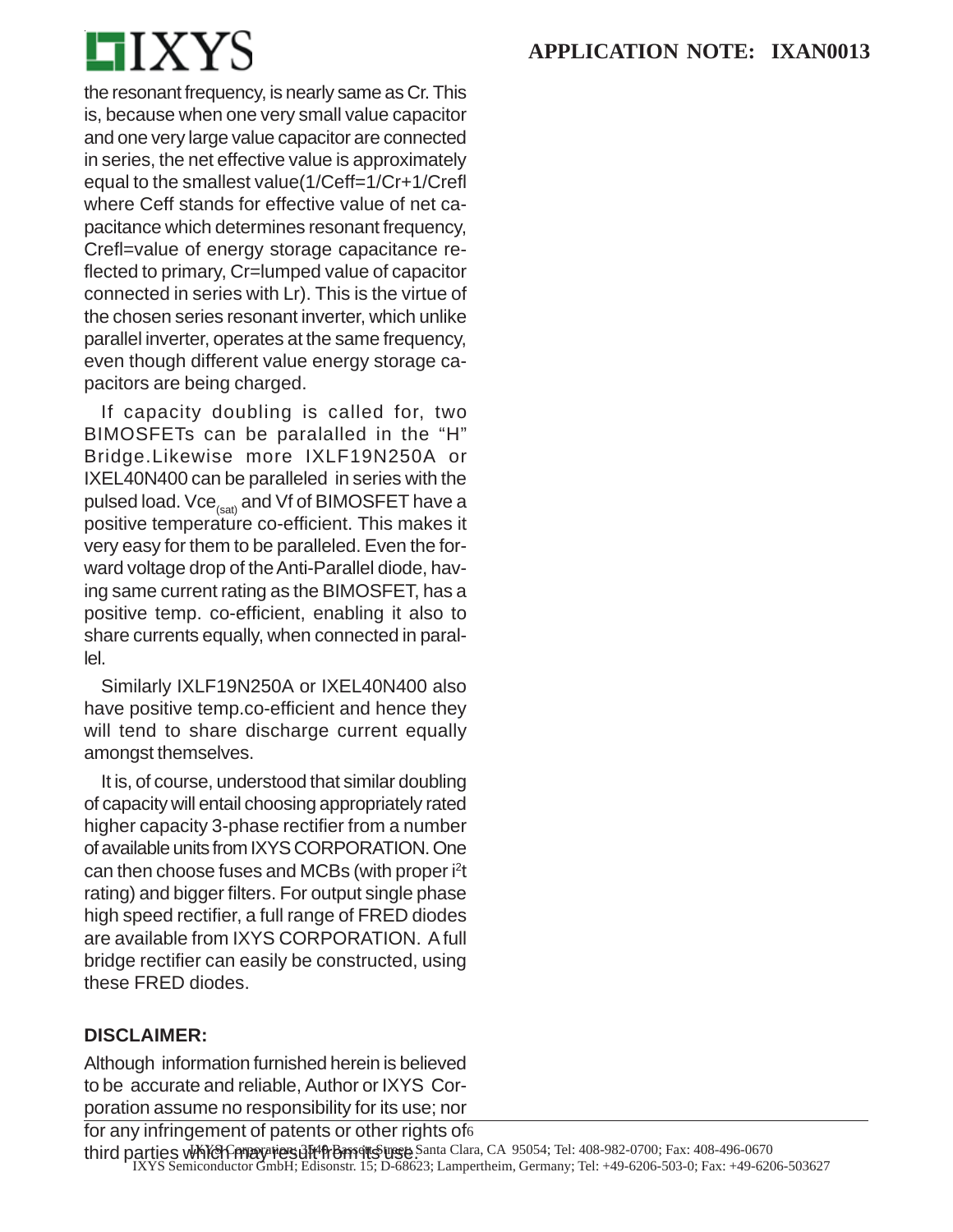the resonant frequency, is nearly same as Cr. This is, because when one very small value capacitor and one very large value capacitor are connected in series, the net effective value is approximately equal to the smallest value(1/Ceff=1/Cr+1/Crefl where Ceff stands for effective value of net capacitance which determines resonant frequency, Crefl=value of energy storage capacitance reflected to primary, Cr=lumped value of capacitor connected in series with Lr). This is the virtue of the chosen series resonant inverter, which unlike parallel inverter, operates at the same frequency, even though different value energy storage capacitors are being charged.

If capacity doubling is called for, two BIMOSFETs can be paralalled in the "H" Bridge.Likewise more IXLF19N250A or IXEL40N400 can be paralleled in series with the pulsed load. $Vce_{(sat)}$ and Vf of BIMOSFET have a positive temperature co-efficient. This makes it very easy for them to be paralleled. Even the forward voltage drop of the Anti-Parallel diode, having same current rating as the BIMOSFET, has a positive temp. co-efficient, enabling it also to share currents equally, when connected in parallel.

Similarly IXLF19N250A or IXEL40N400 also have positive temp.co-efficient and hence they will tend to share discharge current equally amongst themselves.

It is, of course, understood that similar doubling of capacity will entail choosing appropriately rated higher capacity 3-phase rectifier from a number of available units from IXYS CORPORATION. One can then choose fuses and MCBs (with proper $i^2t$ rating) and bigger filters. For output single phase high speed rectifier, a full range of FRED diodes are available from IXYS CORPORATION. A full bridge rectifier can easily be constructed, using these FRED diodes.

**DISCLAIMER:**

Although information furnished herein is believed to be accurate and reliable, Author or IXYS Corporation assume no responsibility for its use; nor for any infringement of patents or other rights of third parties which may result from its use.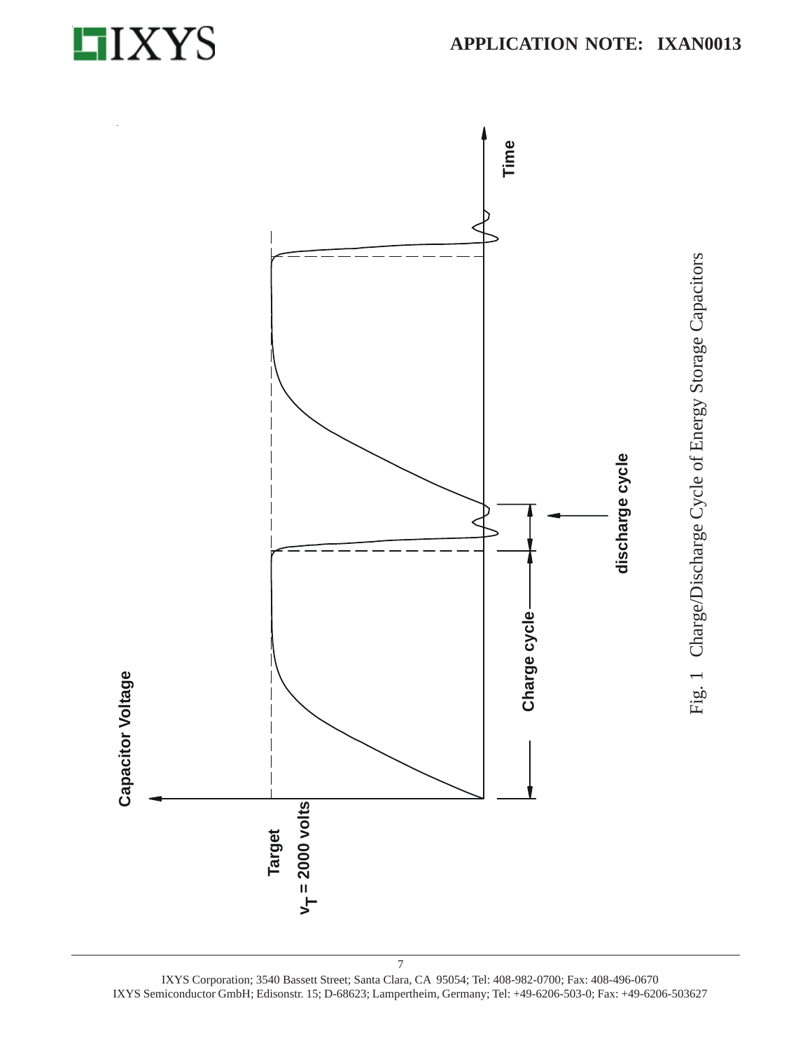Capacitor Voltage

Time

Target

$v_T = 2000$ volts

Charge cycle

discharge cycle

Fig. 1 Charge/Discharge Cycle of Energy Storage Capacitors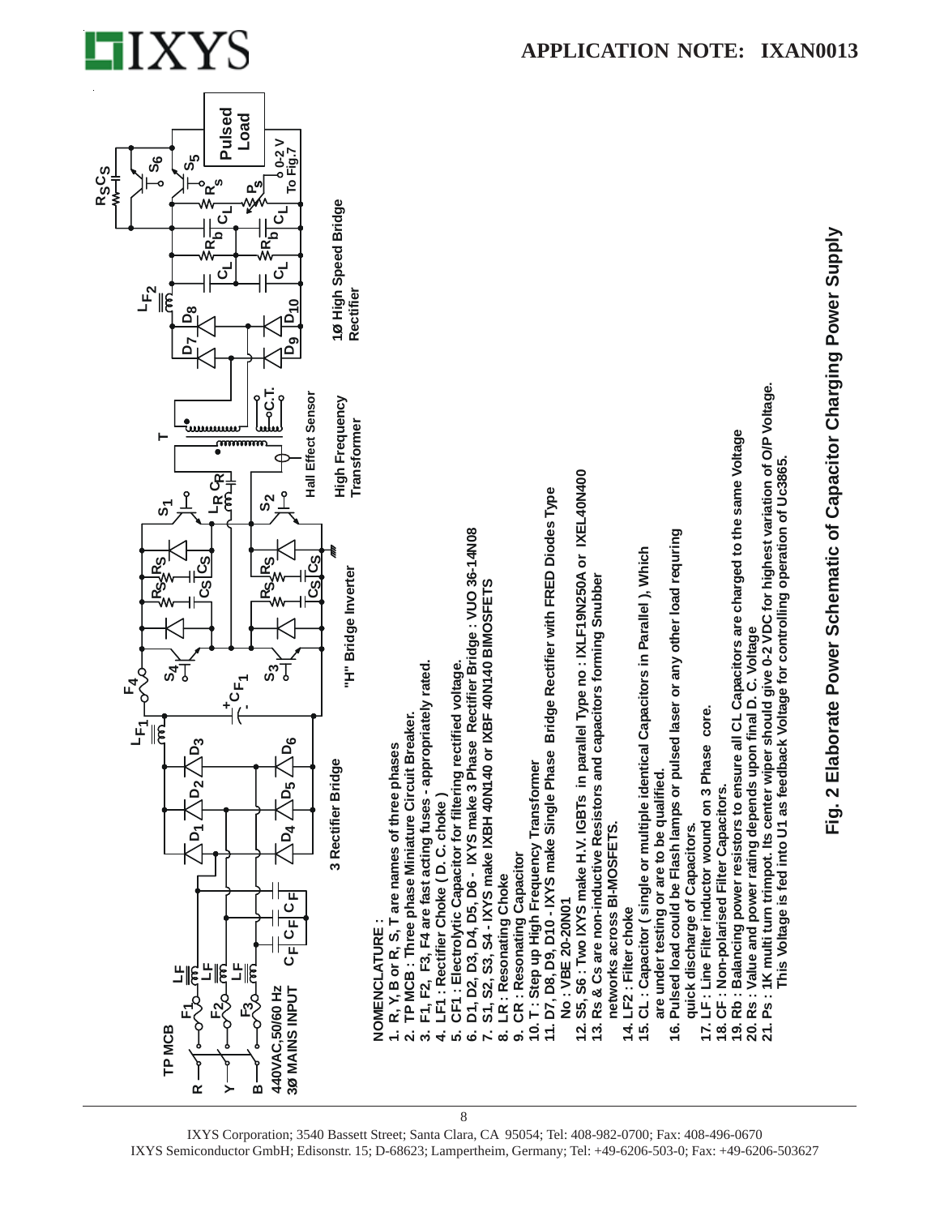NOMENCLATURE :

1. R, Y, B or R, S, T are names of three phases
2. TP MCB : Three phase Miniature Circuit Breaker.
3. F1, F2, F3, F4 are fast acting fuses - appropriately rated.
4. LF1 : Rectifier Choke ( D. C. choke )
5. CF1 : Electrolytic Capacitor for filtering rectified voltage.
6. D1, D2, D3, D4, D5, D6 - IXYS make 3 Phase Rectifier Bridge : VUO 36-14N08
7. S1, S2, S3, S4 - IXYS make IXBH 40N140 or IXBF 40N140 BIMOSFETS
8. LR : Resonating Choke
9. CR : Resonating Capacitor
10. T : Step up High Frequency Transformer
11. D7, D8, D9, D10 - IXYS make Single Phase Bridge Rectifier with FRED Diodes Type No : VBE 20-20N01
12. S5, S6 : Two IXYS make H.V. IGBTs in parallel Type no : IXLF19N250A or IXEL40N400
13. Rs & Cs are non-inductive Resistors and capacitors forming Snubber networks across BI-MOSFETS.
14. LF2 : Filter choke
15. CL : Capacitor ( single or multiple identical Capacitors in Parallel ), Which are under testing or are to be qualified.
16. Pulsed load could be Flash lamps or pulsed laser or any other load requring quick discharge of Capacitors.
17. LF : Line Filter inductor wound on 3 Phase core.
18. CF : Non-polarised Filter Capacitors.
19. Rb : Balancing power resistors to ensure all CL Capacitors are charged to the same Voltage
20. Rs : Value and power rating depends upon final D. C. Voltage
21. Ps : 1K multi turn trimpot. Its center wiper should give 0-2 VDC for highest variation of O/P Voltage. This Voltage is fed into U1 as feedback Voltage for controlling operation of Uc3865.

**Fig. 2 Elaborate Power Schematic of Capacitor Charging Power Supply**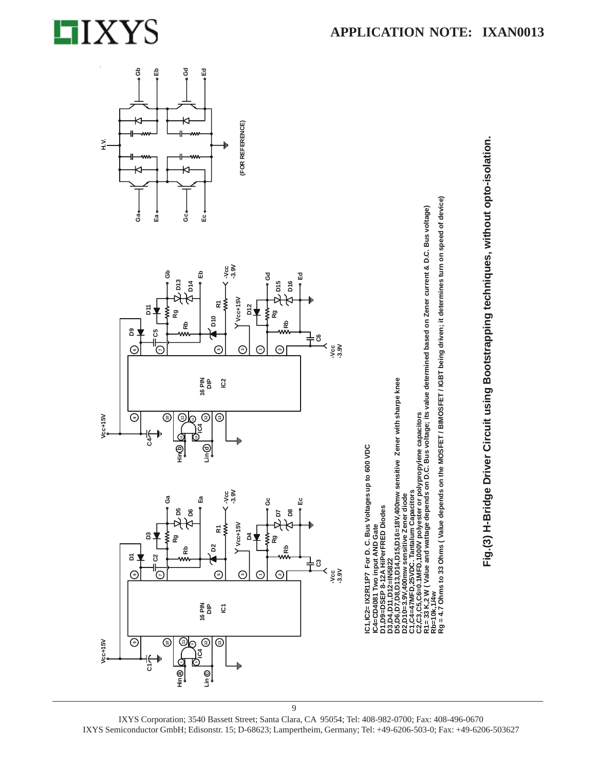IC1,IC2= IX2R11P7 For D. C. Bus Voltages up to 600 VDC
IC4=CD4081 Two input AND Gate
D1,D9=DSEP 8-12A HiPerFRED Diodes
D3,D4,D11,D12=IN5822
D5,D6,D7,D8,D13,D14,D15,D16=18V,400mw sensitive Zener with sharpe knee
D2,D10=3.9V,400mw sensitive Zener diode
C1,C4=47MFD,25VDC. Tantalum Capacitors
C2,C3,C5,C6=0.1MFD,1000V polyester or polypropylene capacitors
R1= 33 K,2 W ( Value and wattage depends on D.C. Bus voltage; its value determined based on Zener current & D.C. Bus voltage)
Rb=10k,1/4w
Rg = 4.7 Ohms to 33 Ohms ( Value depends on the MOSFET / BIMOSFET / IGBT being driven; it determines turn on speed of device)

**Fig.(3) H-Bridge Driver Circuit using Bootstrapping techniques, without opto-isolation.**

IXYS Corporation; 3540 Bassett Street; Santa Clara, CA 95054; Tel: 408-982-0700; Fax: 408-496-0670
IXYS Semiconductor GmbH; Edisonstr. 15; D-68623; Lampertheim, Germany; Tel: +49-6206-503-0; Fax: +49-6206-503627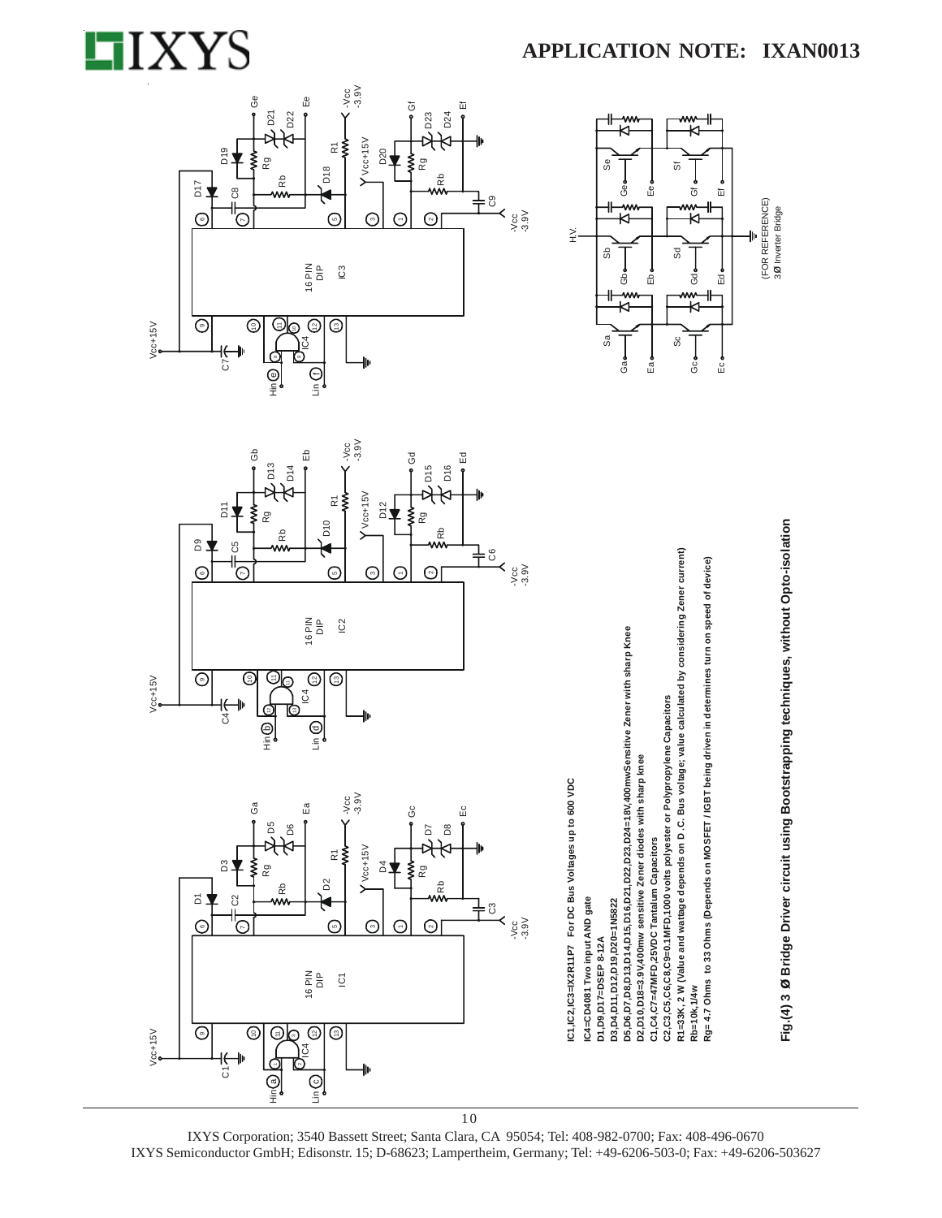IC1,IC2,IC3=IX2R11P7 For DC Bus Voltages up to 600 VDC
IC4=CD4081 Two input AND gate
D1,D9,D17=DSEP 8-12A
D3,D4,D11,D12,D19,D20=1N5822
D5,D6,D7,D8,D13,D14,D15,D16,D21,D22,D23,D24=18V,400mwSensitive Zener with sharp Knee
D2,D10,D18=3.9V,400mw sensitive Zener diodes with sharp knee
C1,C4,C7=47MFD,25VDC Tantalum Capacitors
C2,C3,C5,C6,C8,C9=0.1MFD,1000 volts polyester or Polypropylene Capacitors
R1=33K, 2 W (Value and wattage depends on D.C. Bus voltage; value calculated by considering Zener current)
Rb=10k,1/4w
Rg= 4.7 Ohms to 33 Ohms (Depends on MOSFET / IGBT being driven in determines turn on speed of device)

**Fig.(4) 3 Ø Bridge Driver circuit using Bootstrapping techniques, without Opto-isolation**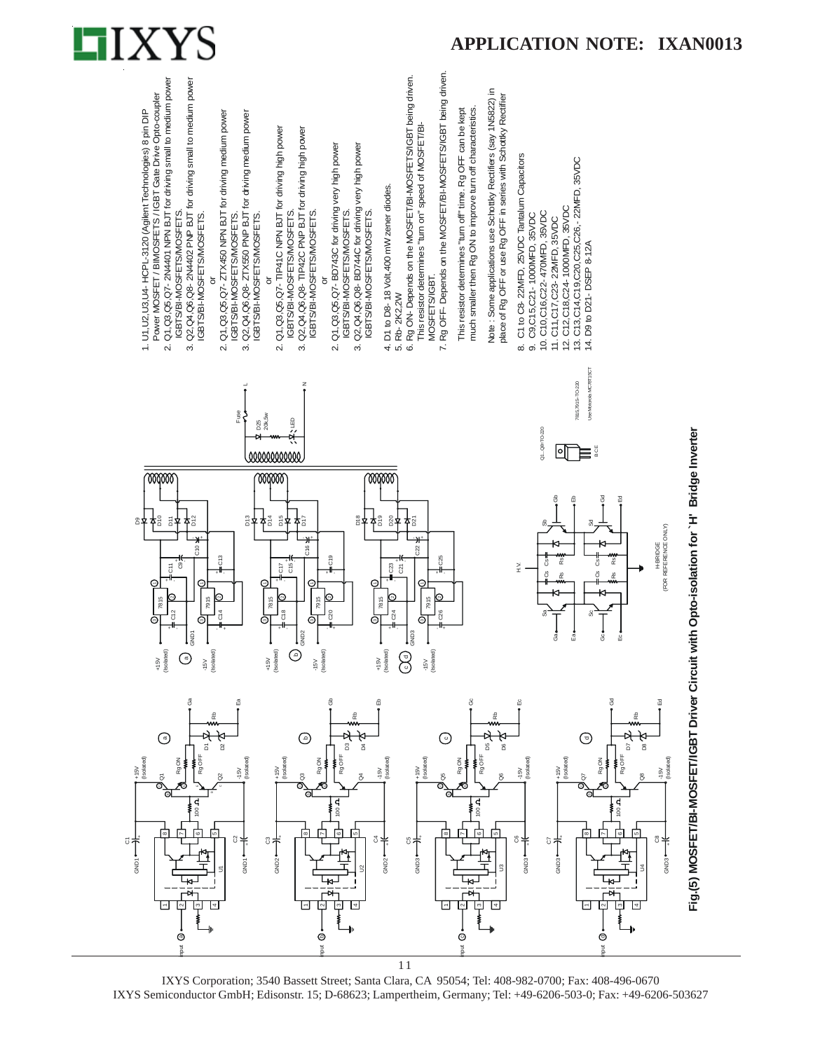1. U1,U2,U3,U4- HCPL-3120 (Agilent Technologies) 8 pin DIP Power MOSFET / BIMOSFETS / IGBT Gate Drive Opto-coupler
2. Q1,Q3,Q5,Q7- 2N4401 NPN BJT for driving small to medium power IGBTS/BI-MOSFETS/MOSFETS.
3. Q2,Q4,Q6,Q8- 2N4402 PNP BJT for driving small to medium power IGBTS/BI-MOSFETS/MOSFETS.

or

2. Q1,Q3,Q5,Q7- ZTX450 NPN BJT for driving medium power IGBTS/BI-MOSFETS/MOSFETS.
3. Q2,Q4,Q6,Q8- ZTX550 PNP BJT for driving medium power IGBTS/BI-MOSFETS/MOSFETS.

or

2. Q1,Q3,Q5,Q7- TIP41C NPN BJT for driving high power IGBTS/BI-MOSFETS/MOSFETS.
3. Q2,Q4,Q6,Q8- TIP42C PNP BJT for driving high power IGBTS/BI-MOSFETS/MOSFETS.

or

2. Q1,Q3,Q5,Q7- BD743C for driving very high power IGBTS/BI-MOSFETS/MOSFETS.
3. Q2,Q4,Q6,Q8- BD744C for driving very high power IGBTS/BI-MOSFETS/MOSFETS.

4. D1 to D8- 18 Volt,400 mW zener diodes.
5. Rb- 2K2,2W
6. Rg ON- Depends on the MOSFETS/BI-MOSFETS/IGBT being driven. This resistor determines "turn on" speed of MOSFET/BI-MOSFETS/IGBT.
7. Rg OFF- Depends on the MOSFET/BI-MOSFETS/IGBT being driven. This resistor determines "turn off" time. Rg OFF can be kept much smaller then Rg ON to improve turn off characteristics.

Note : Some applications use Schottky Rectifiers (say 1N5822) in place of Rg OFF or use Rg OFF in series with Schottky Rectifier

8. C1 to C8- 22MFD, 25VDC Tantalum Capacitors
9. C9,C15,C21- 1000MFD, 35VDC
10. C10,C16,C22- 470MFD, 35VDC
11. C11,C17,C23- 22MFD, 35VDC
12. C12,C18,C24- 1000MFD, 35VDC
13. C13,C14,C19,C20,C25,C26,- 22MFD, 35VDC
14. D9 to D21- DSEP 8-12A

**Fig.(5) MOSFET/BI-MOSFET/IGBT Driver Circuit with Opto-isolation for 'H' Bridge Inverter**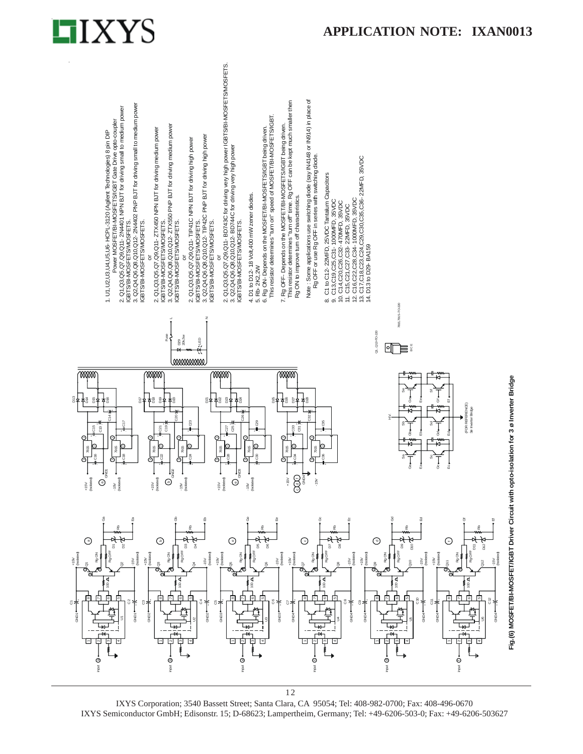1. U1,U2,U3,U4,U5,U6- HCPL-3120 (Agilent Technologies) 8 pin DIP Power MOSFET/BI-MOSFETS/IGBT Gate Drive opto-coupler
2. Q1,Q3,Q5,Q7,Q9,Q11- 2N4401 NPN BJT for driving small to medium power IGBTS/BI-MOSFETS/MOSFETS.
3. Q2,Q4,Q6,Q8,Q10,Q12- 2N4402 PNP BJT for driving small to medium power IGBTS/BI-MOSFETS/MOSFETS.

or

2. Q1,Q3,Q5,Q7,Q9,Q11- ZTX450 NPN BJT for driving medium power IGBTS/BI-MOSFETS/MOSFETS.
3. Q2,Q4,Q6,Q8,Q10,Q12- ZTX550 PNP BJT for driving medium power IGBTS/BI-MOSFETS/MOSFETS.

or

2. Q1,Q3,Q5,Q7,Q9,Q11- TIP41C NPN BJT for driving high power IGBTS/BI-MOSFETS/MOSFETS.
3. Q2,Q4,Q6,Q8,Q10,Q12- TIP42C PNP BJT for driving high power IGBTS/BI-MOSFETS/MOSFETS.

or

2. Q1,Q3,Q5,Q7,Q9,Q11- BD743C for driving very high power IGBTS/BI-MOSFETS/MOSFETS.
3. Q2,Q4,Q6,Q8,Q10,Q12- BD744C for driving very high power IGBTS/BI-MOSFETS/MOSFETS.

4. D1 to D12- 18 Volt,400 mW zener diodes.
5. Rb- 2K2,2W
6. Rg ON- Depends on the MOSFET/BI-MOSFETS/IGBT being driven. This resistor determines "turn on" speed of MOSFET/BI-MOSFETS/IGBT.
7. Rg OFF- Depends on the MOSFET/BI-MOSFETS/IGBT being driven. This resistor determines "turn off" time. Rg OFF can be kept much smaller then Rg ON to improve turn off characteristics.

Note : Some applications use switching diode (say IN4148 or IN914) in place of Rg OFF or use Rg OFF in series with switching diode.

8. C1 to C12- 22MFD, 25VDC Tantalum Capacitors
9. C13,C19,C25,C31- 1000MFD, 35VDC
10. C14,C20,C26,C32- 470MFD, 35VDC
11. C15,C21,C27,C33- 22MFD, 35VDC
12. C16,C22,C28,C34- 1000MFD, 35VDC
13. C17,C18,C23,C24,C29,C30,C35,C36- 22MFD, 35VDC
14. D13 to D29- BA159

**Fig.(6) MOSFET/BI-MOSFET/IGBT Driver Circuit with opto-isolation for 3 ø Inverter Bridge**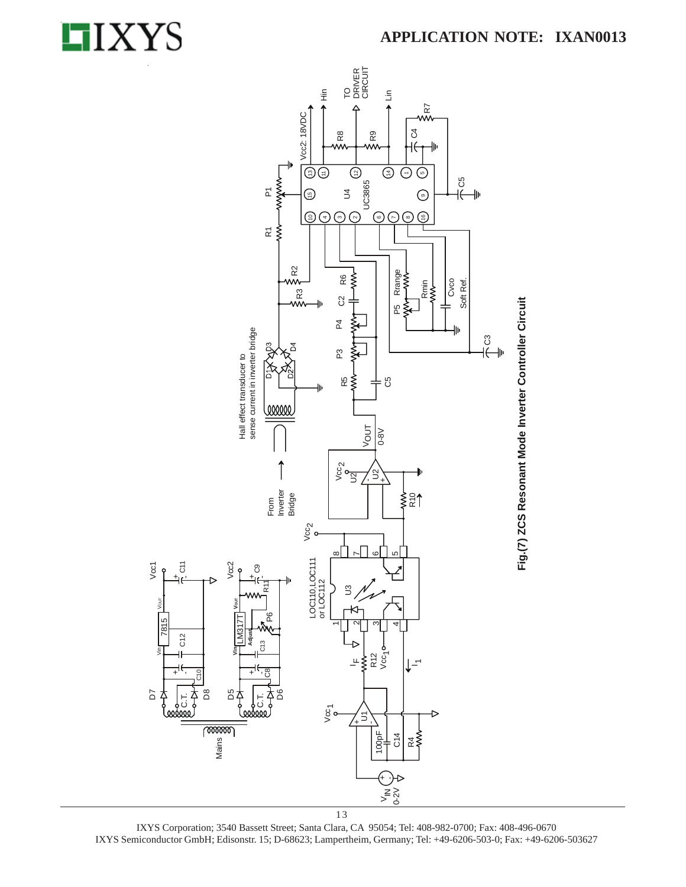Fig.(7) ZCS Resonant Mode Inverter Controller Circuit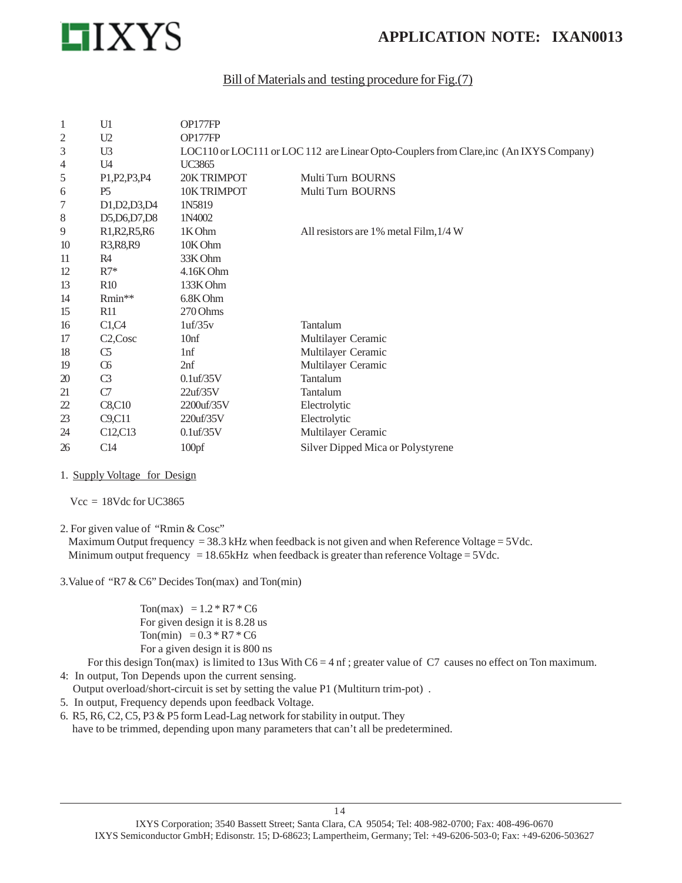## Bill of Materials and testing procedure for Fig.(7)

| | | | |
|---|---|---|---|
| 1 | U1 | OP177FP | |
| 2 | U2 | OP177FP | |
| 3 | U3 | LOC110 or LOC111 or LOC 112 are Linear Opto-Couplers from Clare,inc (An IXYS Company) | |
| 4 | U4 | UC3865 | |
| 5 | P1,P2,P3,P4 | 20K TRIMPOT | Multi Turn BOURNS |
| 6 | P5 | 10K TRIMPOT | Multi Turn BOURNS |
| 7 | D1,D2,D3,D4 | 1N5819 | |
| 8 | D5,D6,D7,D8 | 1N4002 | |
| 9 | R1,R2,R5,R6 | 1K Ohm | All resistors are 1% metal Film,1/4 W |
| 10 | R3,R8,R9 | 10K Ohm | |
| 11 | R4 | 33K Ohm | |
| 12 | R7* | 4.16K Ohm | |
| 13 | R10 | 133K Ohm | |
| 14 | Rmin** | 6.8K Ohm | |
| 15 | R11 | 270 Ohms | |
| 16 | C1,C4 | 1uf/35v | Tantalum |
| 17 | C2,Cosc | 10nf | Multilayer Ceramic |
| 18 | C5 | 1nf | Multilayer Ceramic |
| 19 | C6 | 2nf | Multilayer Ceramic |
| 20 | C3 | 0.1uf/35V | Tantalum |
| 21 | C7 | 22uf/35V | Tantalum |
| 22 | C8,C10 | 2200uf/35V | Electrolytic |
| 23 | C9,C11 | 220uf/35V | Electrolytic |
| 24 | C12,C13 | 0.1uf/35V | Multilayer Ceramic |
| 26 | C14 | 100pf | Silver Dipped Mica or Polystyrene |

1. Supply Voltage for Design

   Vcc = 18Vdc for UC3865

2. For given value of "Rmin & Cosc"
   Maximum Output frequency = 38.3 kHz when feedback is not given and when Reference Voltage = 5Vdc.
   Minimum output frequency = 18.65kHz when feedback is greater than reference Voltage = 5Vdc.

3. Value of "R7 & C6" Decides Ton(max) and Ton(min)

   Ton(max) = 1.2 * R7 * C6
   For given design it is 8.28 us
   Ton(min) = 0.3 * R7 * C6
   For a given design it is 800 ns

   For this design Ton(max) is limited to 13us With C6 = 4 nf ; greater value of C7 causes no effect on Ton maximum.

4: In output, Ton Depends upon the current sensing.
   Output overload/short-circuit is set by setting the value P1 (Multiturn trim-pot) .

5. In output, Frequency depends upon feedback Voltage.

6. R5, R6, C2, C5, P3 & P5 form Lead-Lag network for stability in output. They have to be trimmed, depending upon many parameters that can't all be predetermined.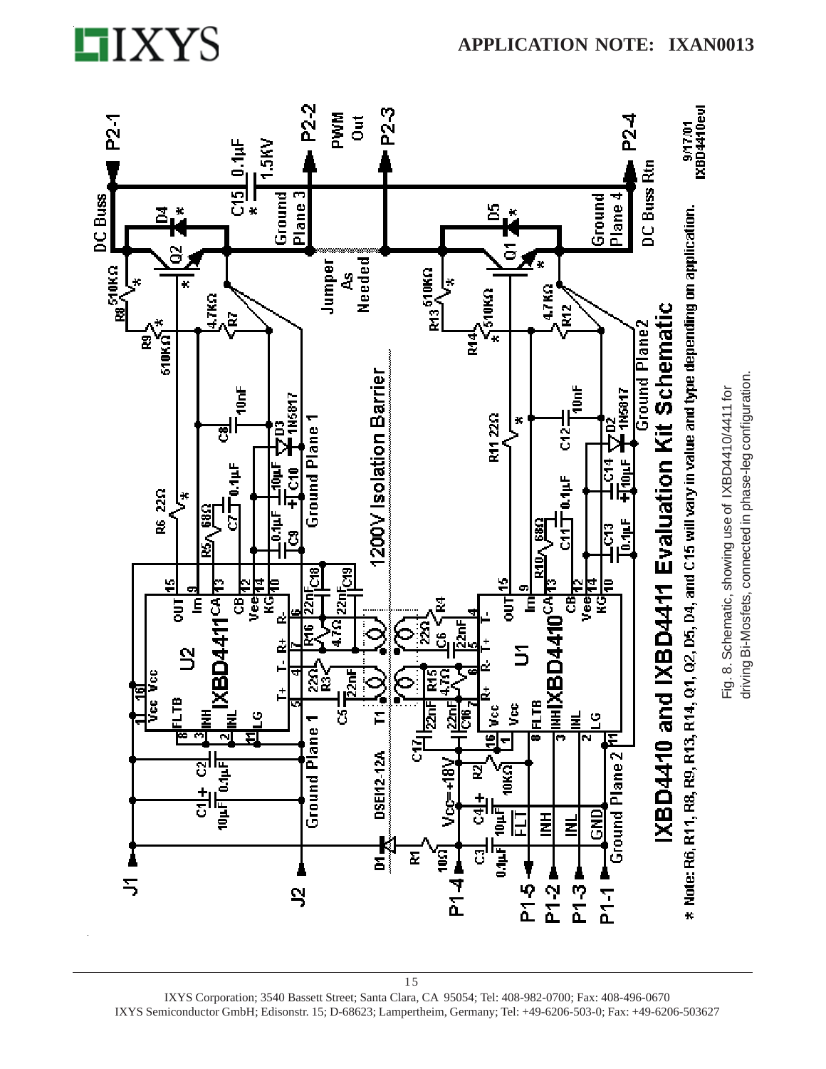IXBD4410 and IXBD4411 Evaluation Kit Schematic

* Note: R6, R11, R8, R9, R13, R14, Q1, Q2, D5, D4, and C15 will vary in value and type depending on application.

Fig. 8. Schematic, showing use of IXBD4410/4411 for driving Bi-Mosfets, connected in phase-leg configuration.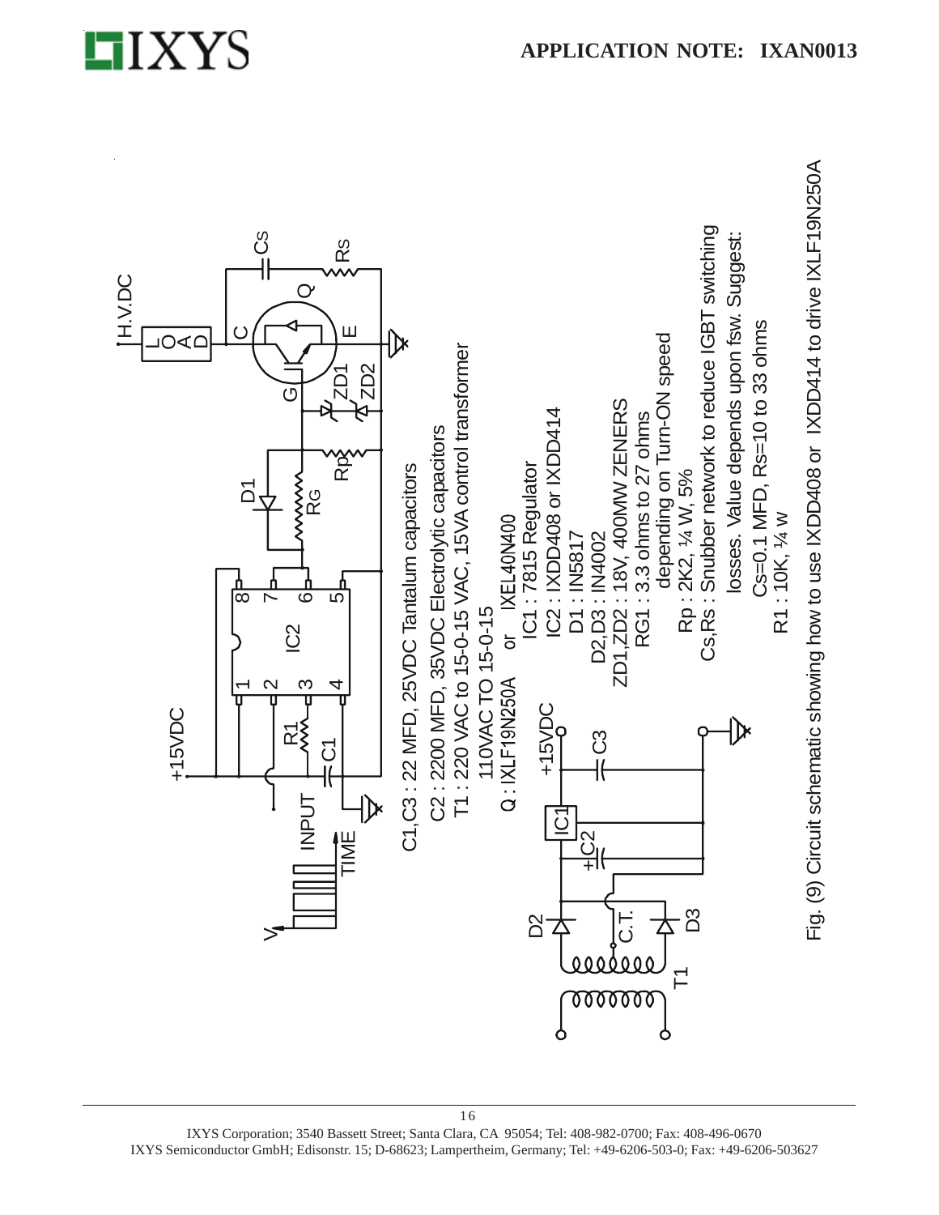C1,C3 : 22 MFD, 25VDC Tantalum capacitors
C2 : 2200 MFD, 35VDC Electrolytic capacitors
T1 : 220 VAC to 15-0-15 VAC, 15VA control transformer
110VAC TO 15-0-15
Q : IXLF19N250A or IXEL40N400
IC1 : 7815 Regulator
IC2 : IXDD408 or IXDD414
D1 : IN5817
D2,D3 : IN4002
ZD1,ZD2 : 18V, 400MW ZENERS
RG1 : 3.3 ohms to 27 ohms depending on Turn-ON speed
Rp : 2K2, ¼ W, 5%
Cs,Rs : Snubber network to reduce IGBT switching losses. Value depends upon fsw. Suggest: Cs=0.1 MFD, Rs=10 to 33 ohms
R1 : 10K, ¼ w

Fig. (9) Circuit schematic showing how to use IXDD408 or IXDD414 to drive IXLF19N250A